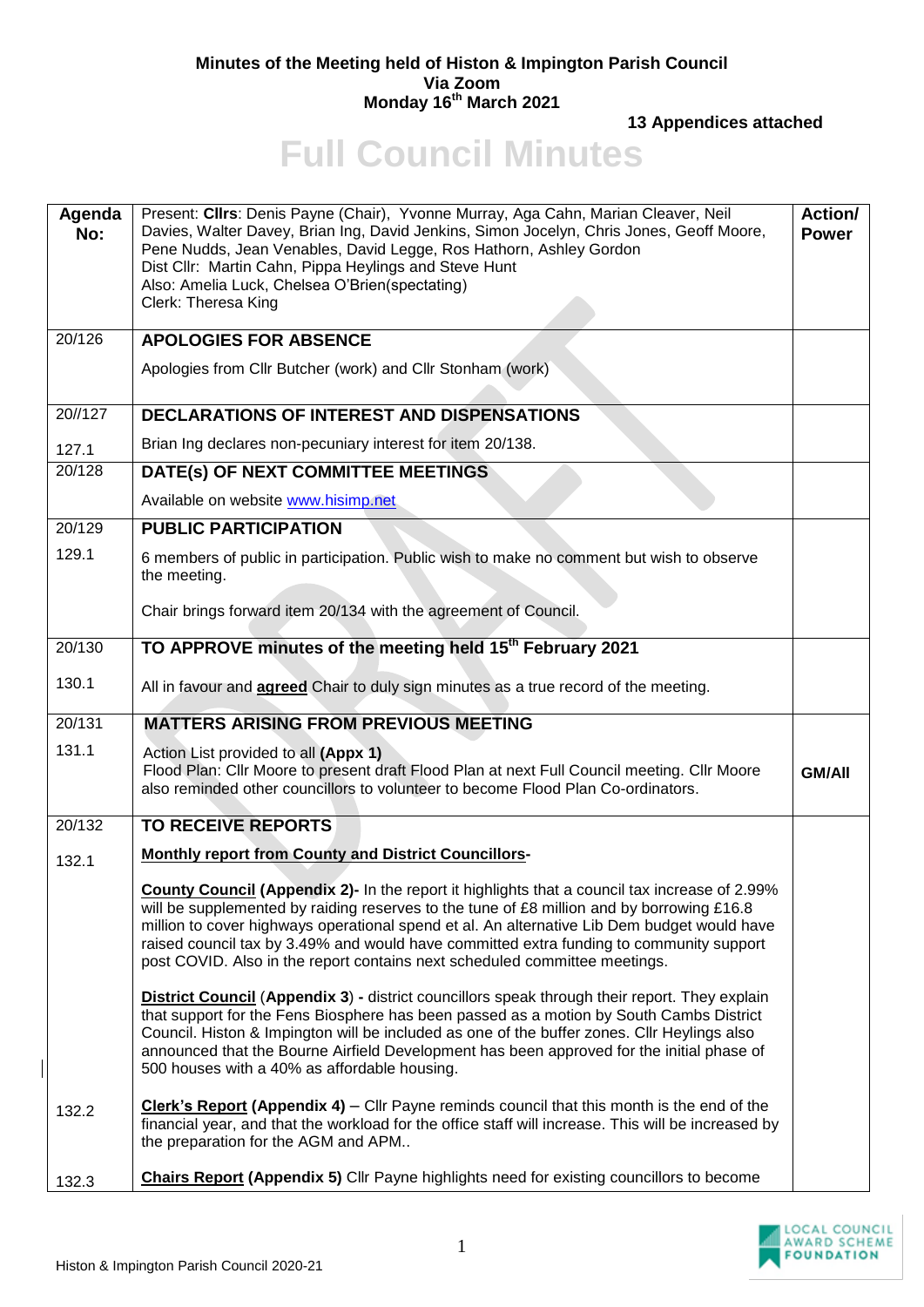**Minutes of the Meeting held of Histon & Impington Parish Council**
**Via Zoom**
**Monday 16th March 2021**

**13 Appendices attached**

# Full Council Minutes

| Agenda No: | Present: **Cllrs**: Denis Payne (Chair), Yvonne Murray, Aga Cahn, Marian Cleaver, Neil Davies, Walter Davey, Brian Ing, David Jenkins, Simon Jocelyn, Chris Jones, Geoff Moore, Pene Nudds, Jean Venables, David Legge, Ros Hathorn, Ashley Gordon<br>Dist Cllr: Martin Cahn, Pippa Heylings and Steve Hunt<br>Also: Amelia Luck, Chelsea O'Brien(spectating)<br>Clerk: Theresa King | **Action/ Power** |
|---|---|---|
| 20/126 | **APOLOGIES FOR ABSENCE**<br><br>Apologies from Cllr Butcher (work) and Cllr Stonham (work) | |
| 20//127<br><br>127.1 | **DECLARATIONS OF INTEREST AND DISPENSATIONS**<br><br>Brian Ing declares non-pecuniary interest for item 20/138. | |
| 20/128 | **DATE(s) OF NEXT COMMITTEE MEETINGS**<br><br>Available on website www.hisimp.net | |
| 20/129<br><br>129.1 | **PUBLIC PARTICIPATION**<br><br>6 members of public in participation. Public wish to make no comment but wish to observe the meeting.<br><br>Chair brings forward item 20/134 with the agreement of Council. | |
| 20/130<br><br>130.1 | **TO APPROVE minutes of the meeting held 15th February 2021**<br><br>All in favour and **agreed** Chair to duly sign minutes as a true record of the meeting. | |
| 20/131<br><br>131.1 | **MATTERS ARISING FROM PREVIOUS MEETING**<br><br>Action List provided to all **(Appx 1)**<br>Flood Plan: Cllr Moore to present draft Flood Plan at next Full Council meeting. Cllr Moore also reminded other councillors to volunteer to become Flood Plan Co-ordinators. | **GM/All** |
| 20/132<br><br>132.1 | **TO RECEIVE REPORTS**<br><br>**Monthly report from County and District Councillors-**<br><br>**County Council (Appendix 2)-** In the report it highlights that a council tax increase of 2.99% will be supplemented by raiding reserves to the tune of £8 million and by borrowing £16.8 million to cover highways operational spend et al. An alternative Lib Dem budget would have raised council tax by 3.49% and would have committed extra funding to community support post COVID. Also in the report contains next scheduled committee meetings.<br><br>**District Council** (**Appendix 3**) **-** district councillors speak through their report. They explain that support for the Fens Biosphere has been passed as a motion by South Cambs District Council. Histon & Impington will be included as one of the buffer zones. Cllr Heylings also announced that the Bourne Airfield Development has been approved for the initial phase of 500 houses with a 40% as affordable housing. | |
| 132.2 | **Clerk's Report (Appendix 4)** – Cllr Payne reminds council that this month is the end of the financial year, and that the workload for the office staff will increase. This will be increased by the preparation for the AGM and APM.. | |
| 132.3 | **Chairs Report (Appendix 5)** Cllr Payne highlights need for existing councillors to become | |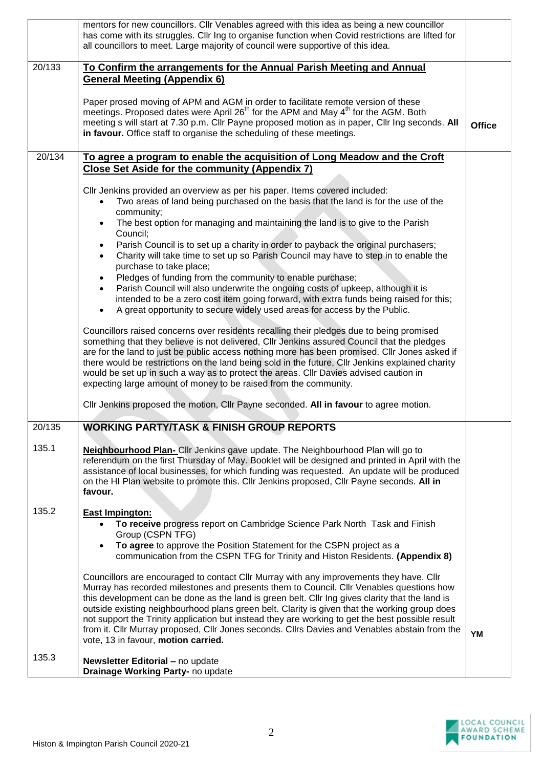| | | |
|---|---|---|
| | mentors for new councillors. Cllr Venables agreed with this idea as being a new councillor has come with its struggles. Cllr Ing to organise function when Covid restrictions are lifted for all councillors to meet. Large majority of council were supportive of this idea. | |
| 20/133 | **To Confirm the arrangements for the Annual Parish Meeting and Annual General Meeting (Appendix 6)**<br><br>Paper prosed moving of APM and AGM in order to facilitate remote version of these meetings. Proposed dates were April 26th for the APM and May 4th for the AGM. Both meeting s will start at 7.30 p.m. Cllr Payne proposed motion as in paper, Cllr Ing seconds. **All in favour.** Office staff to organise the scheduling of these meetings. | **Office** |
| 20/134 | **To agree a program to enable the acquisition of Long Meadow and the Croft Close Set Aside for the community (Appendix 7)**<br><br>Cllr Jenkins provided an overview as per his paper. Items covered included:<br>• Two areas of land being purchased on the basis that the land is for the use of the community;<br>• The best option for managing and maintaining the land is to give to the Parish Council;<br>• Parish Council is to set up a charity in order to payback the original purchasers;<br>• Charity will take time to set up so Parish Council may have to step in to enable the purchase to take place;<br>• Pledges of funding from the community to enable purchase;<br>• Parish Council will also underwrite the ongoing costs of upkeep, although it is intended to be a zero cost item going forward, with extra funds being raised for this;<br>• A great opportunity to secure widely used areas for access by the Public.<br><br>Councillors raised concerns over residents recalling their pledges due to being promised something that they believe is not delivered, Cllr Jenkins assured Council that the pledges are for the land to just be public access nothing more has been promised. Cllr Jones asked if there would be restrictions on the land being sold in the future, Cllr Jenkins explained charity would be set up in such a way as to protect the areas. Cllr Davies advised caution in expecting large amount of money to be raised from the community.<br><br>Cllr Jenkins proposed the motion, Cllr Payne seconded. **All in favour** to agree motion. | |
| 20/135 | **WORKING PARTY/TASK & FINISH GROUP REPORTS** | |
| 135.1 | **Neighbourhood Plan-** Cllr Jenkins gave update. The Neighbourhood Plan will go to referendum on the first Thursday of May. Booklet will be designed and printed in April with the assistance of local businesses, for which funding was requested. An update will be produced on the HI Plan website to promote this. Cllr Jenkins proposed, Cllr Payne seconds. **All in favour.** | |
| 135.2 | **East Impington:**<br>• **To receive** progress report on Cambridge Science Park North Task and Finish Group (CSPN TFG)<br>• **To agree** to approve the Position Statement for the CSPN project as a communication from the CSPN TFG for Trinity and Histon Residents. **(Appendix 8)**<br><br>Councillors are encouraged to contact Cllr Murray with any improvements they have. Cllr Murray has recorded milestones and presents them to Council. Cllr Venables questions how this development can be done as the land is green belt. Cllr Ing gives clarity that the land is outside existing neighbourhood plans green belt. Clarity is given that the working group does not support the Trinity application but instead they are working to get the best possible result from it. Cllr Murray proposed, Cllr Jones seconds. Cllrs Davies and Venables abstain from the vote, 13 in favour, **motion carried.** | **YM** |
| 135.3 | **Newsletter Editorial –** no update<br>**Drainage Working Party-** no update | |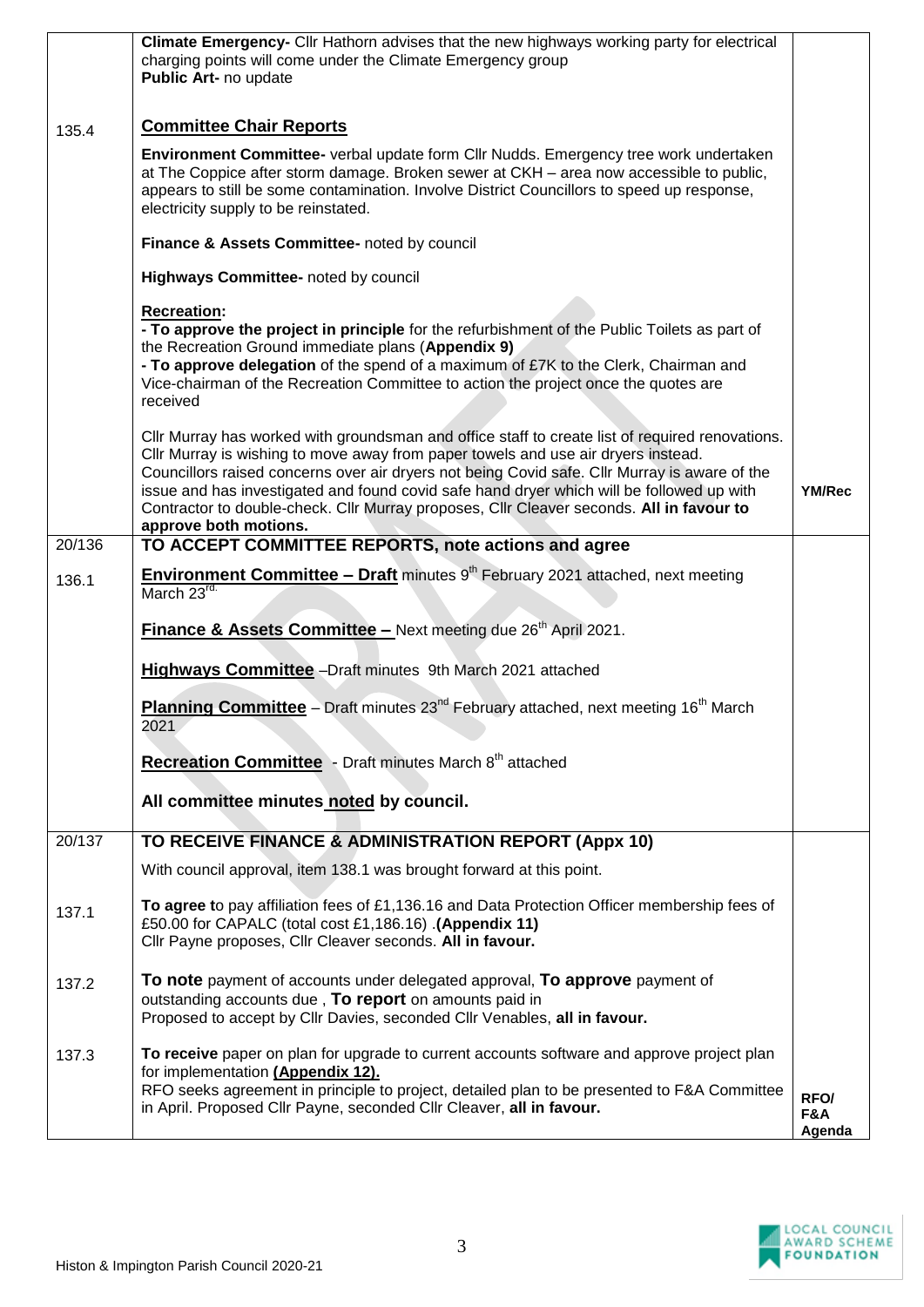| | | |
|---|---|---|
| | **Climate Emergency-** Cllr Hathorn advises that the new highways working party for electrical charging points will come under the Climate Emergency group<br>**Public Art-** no update | |
| 135.4 | **Committee Chair Reports**<br><br>**Environment Committee-** verbal update form Cllr Nudds. Emergency tree work undertaken at The Coppice after storm damage. Broken sewer at CKH – area now accessible to public, appears to still be some contamination. Involve District Councillors to speed up response, electricity supply to be reinstated.<br><br>**Finance & Assets Committee-** noted by council<br><br>**Highways Committee-** noted by council<br><br>**Recreation:**<br>**- To approve the project in principle** for the refurbishment of the Public Toilets as part of the Recreation Ground immediate plans (**Appendix 9)**<br>**- To approve delegation** of the spend of a maximum of £7K to the Clerk, Chairman and Vice-chairman of the Recreation Committee to action the project once the quotes are received<br><br>Cllr Murray has worked with groundsman and office staff to create list of required renovations. Cllr Murray is wishing to move away from paper towels and use air dryers instead. Councillors raised concerns over air dryers not being Covid safe. Cllr Murray is aware of the issue and has investigated and found covid safe hand dryer which will be followed up with Contractor to double-check. Cllr Murray proposes, Cllr Cleaver seconds. **All in favour to approve both motions.** | **YM/Rec** |
| **20/136** | **TO ACCEPT COMMITTEE REPORTS, note actions and agree** | |
| 136.1 | **Environment Committee – Draft** minutes 9th February 2021 attached, next meeting March 23rd.<br><br>**Finance & Assets Committee –** Next meeting due 26th April 2021.<br><br>**Highways Committee** –Draft minutes 9th March 2021 attached<br><br>**Planning Committee** – Draft minutes 23nd February attached, next meeting 16th March 2021<br><br>**Recreation Committee** - Draft minutes March 8th attached<br><br>**All committee minutes noted by council.** | |
| **20/137** | **TO RECEIVE FINANCE & ADMINISTRATION REPORT (Appx 10)**<br><br>With council approval, item 138.1 was brought forward at this point. | |
| 137.1 | **To agree t**o pay affiliation fees of £1,136.16 and Data Protection Officer membership fees of £50.00 for CAPALC (total cost £1,186.16) .**(Appendix 11)**<br>Cllr Payne proposes, Cllr Cleaver seconds. **All in favour.** | |
| 137.2 | **To note** payment of accounts under delegated approval, **To approve** payment of outstanding accounts due , **To report** on amounts paid in<br>Proposed to accept by Cllr Davies, seconded Cllr Venables, **all in favour.** | |
| 137.3 | **To receive** paper on plan for upgrade to current accounts software and approve project plan for implementation **(Appendix 12).**<br>RFO seeks agreement in principle to project, detailed plan to be presented to F&A Committee in April. Proposed Cllr Payne, seconded Cllr Cleaver, **all in favour.** | **RFO/ F&A Agenda** |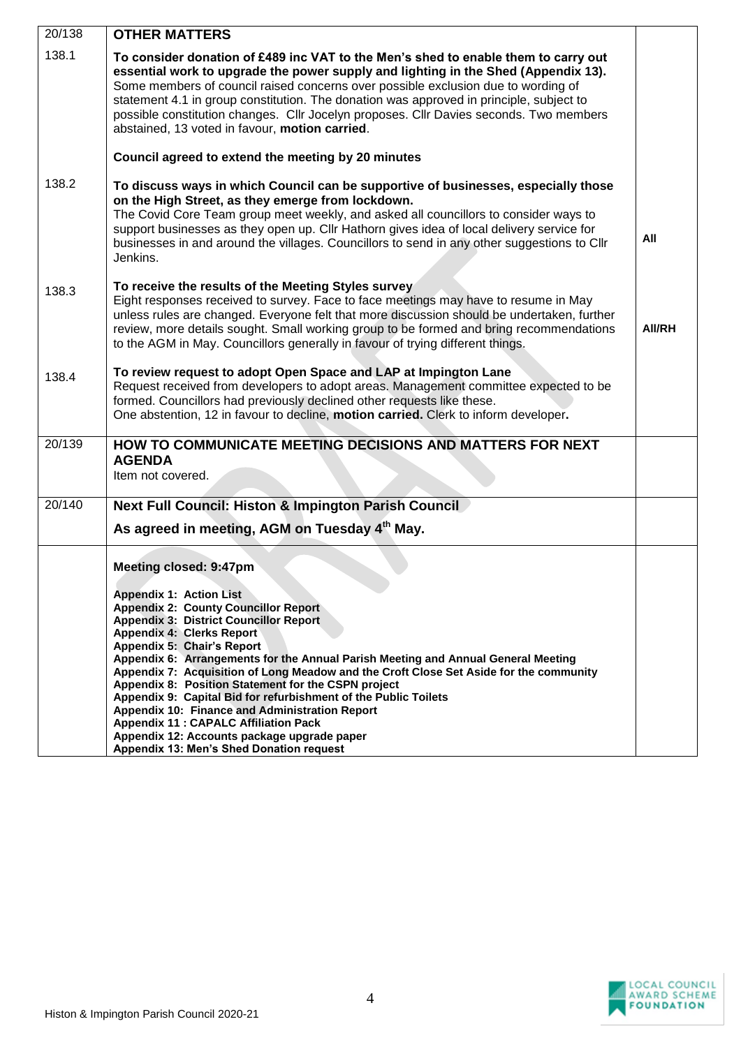| | | |
|---|---|---|
| 20/138 | **OTHER MATTERS** | |
| 138.1 | **To consider donation of £489 inc VAT to the Men's shed to enable them to carry out essential work to upgrade the power supply and lighting in the Shed (Appendix 13).** Some members of council raised concerns over possible exclusion due to wording of statement 4.1 in group constitution. The donation was approved in principle, subject to possible constitution changes. Cllr Jocelyn proposes. Cllr Davies seconds. Two members abstained, 13 voted in favour, **motion carried**.<br><br>**Council agreed to extend the meeting by 20 minutes** | |
| 138.2 | **To discuss ways in which Council can be supportive of businesses, especially those on the High Street, as they emerge from lockdown.** The Covid Core Team group meet weekly, and asked all councillors to consider ways to support businesses as they open up. Cllr Hathorn gives idea of local delivery service for businesses in and around the villages. Councillors to send in any other suggestions to Cllr Jenkins. | **All** |
| 138.3 | **To receive the results of the Meeting Styles survey** Eight responses received to survey. Face to face meetings may have to resume in May unless rules are changed. Everyone felt that more discussion should be undertaken, further review, more details sought. Small working group to be formed and bring recommendations to the AGM in May. Councillors generally in favour of trying different things. | **All/RH** |
| 138.4 | **To review request to adopt Open Space and LAP at Impington Lane** Request received from developers to adopt areas. Management committee expected to be formed. Councillors had previously declined other requests like these. One abstention, 12 in favour to decline, **motion carried.** Clerk to inform developer**.** | |
| 20/139 | **HOW TO COMMUNICATE MEETING DECISIONS AND MATTERS FOR NEXT AGENDA** Item not covered. | |
| 20/140 | **Next Full Council: Histon & Impington Parish Council**<br><br>**As agreed in meeting, AGM on Tuesday 4th May.** | |
| | **Meeting closed: 9:47pm**<br><br>**Appendix 1: Action List**<br>**Appendix 2: County Councillor Report**<br>**Appendix 3: District Councillor Report**<br>**Appendix 4: Clerks Report**<br>**Appendix 5: Chair's Report**<br>**Appendix 6: Arrangements for the Annual Parish Meeting and Annual General Meeting**<br>**Appendix 7: Acquisition of Long Meadow and the Croft Close Set Aside for the community**<br>**Appendix 8: Position Statement for the CSPN project**<br>**Appendix 9: Capital Bid for refurbishment of the Public Toilets**<br>**Appendix 10: Finance and Administration Report**<br>**Appendix 11 : CAPALC Affiliation Pack**<br>**Appendix 12: Accounts package upgrade paper**<br>**Appendix 13: Men's Shed Donation request** | |